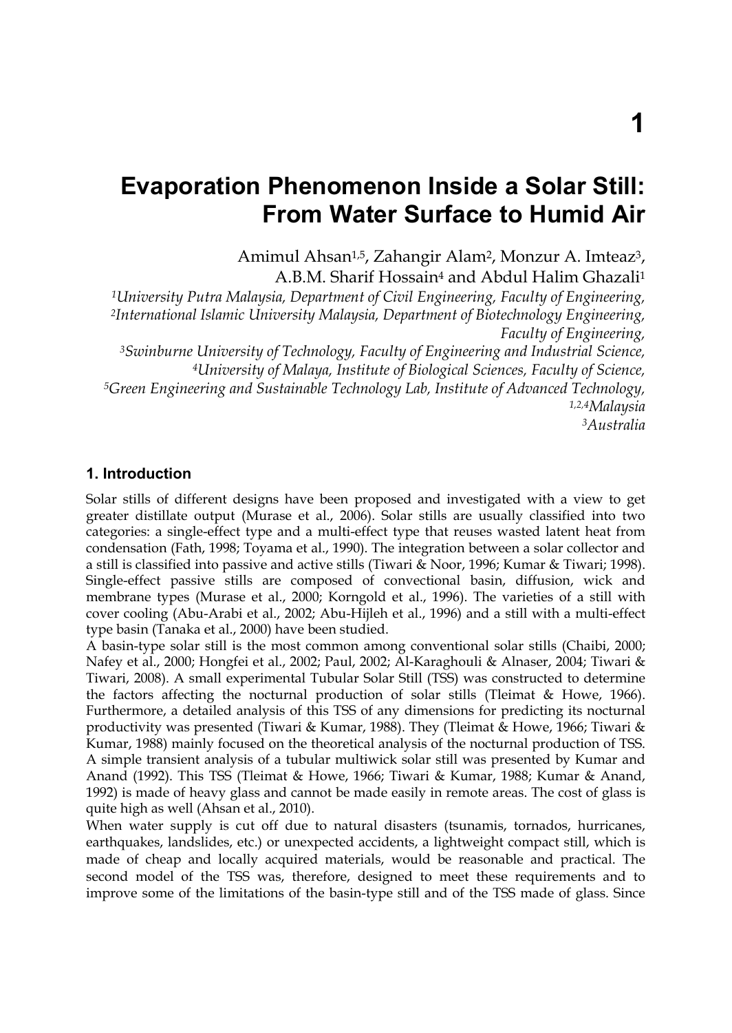# Evaporation Phenomenon Inside a Solar Still: From Water Surface to Humid Air

Amimul Ahsan[1,5], Zahangir Alam[2], Monzur A. Imteaz[3], A.B.M. Sharif Hossain[4] and Abdul Halim Ghazali[1]

[1]*University Putra Malaysia, Department of Civil Engineering, Faculty of Engineering,*
[2]*International Islamic University Malaysia, Department of Biotechnology Engineering, Faculty of Engineering,*
[3]*Swinburne University of Technology, Faculty of Engineering and Industrial Science,*
[4]*University of Malaya, Institute of Biological Sciences, Faculty of Science,*
[5]*Green Engineering and Sustainable Technology Lab, Institute of Advanced Technology,*
[1,2,4]*Malaysia*
[3]*Australia*

## 1. Introduction

Solar stills of different designs have been proposed and investigated with a view to get greater distillate output (Murase et al., 2006). Solar stills are usually classified into two categories: a single-effect type and a multi-effect type that reuses wasted latent heat from condensation (Fath, 1998; Toyama et al., 1990). The integration between a solar collector and a still is classified into passive and active stills (Tiwari & Noor, 1996; Kumar & Tiwari; 1998). Single-effect passive stills are composed of convectional basin, diffusion, wick and membrane types (Murase et al., 2000; Korngold et al., 1996). The varieties of a still with cover cooling (Abu-Arabi et al., 2002; Abu-Hijleh et al., 1996) and a still with a multi-effect type basin (Tanaka et al., 2000) have been studied.

A basin-type solar still is the most common among conventional solar stills (Chaibi, 2000; Nafey et al., 2000; Hongfei et al., 2002; Paul, 2002; Al-Karaghouli & Alnaser, 2004; Tiwari & Tiwari, 2008). A small experimental Tubular Solar Still (TSS) was constructed to determine the factors affecting the nocturnal production of solar stills (Tleimat & Howe, 1966). Furthermore, a detailed analysis of this TSS of any dimensions for predicting its nocturnal productivity was presented (Tiwari & Kumar, 1988). They (Tleimat & Howe, 1966; Tiwari & Kumar, 1988) mainly focused on the theoretical analysis of the nocturnal production of TSS. A simple transient analysis of a tubular multiwick solar still was presented by Kumar and Anand (1992). This TSS (Tleimat & Howe, 1966; Tiwari & Kumar, 1988; Kumar & Anand, 1992) is made of heavy glass and cannot be made easily in remote areas. The cost of glass is quite high as well (Ahsan et al., 2010).

When water supply is cut off due to natural disasters (tsunamis, tornados, hurricanes, earthquakes, landslides, etc.) or unexpected accidents, a lightweight compact still, which is made of cheap and locally acquired materials, would be reasonable and practical. The second model of the TSS was, therefore, designed to meet these requirements and to improve some of the limitations of the basin-type still and of the TSS made of glass. Since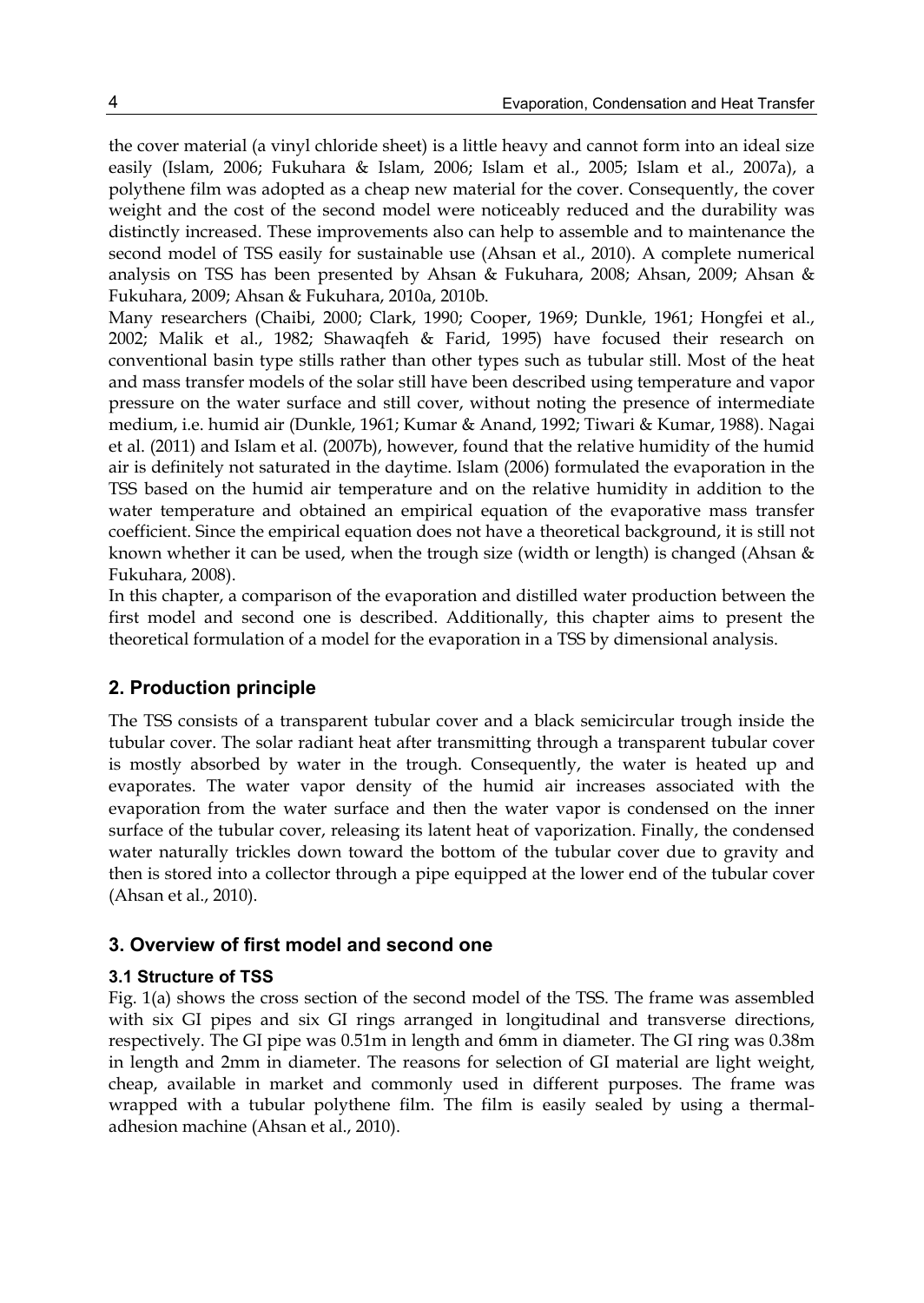the cover material (a vinyl chloride sheet) is a little heavy and cannot form into an ideal size easily (Islam, 2006; Fukuhara & Islam, 2006; Islam et al., 2005; Islam et al., 2007a), a polythene film was adopted as a cheap new material for the cover. Consequently, the cover weight and the cost of the second model were noticeably reduced and the durability was distinctly increased. These improvements also can help to assemble and to maintenance the second model of TSS easily for sustainable use (Ahsan et al., 2010). A complete numerical analysis on TSS has been presented by Ahsan & Fukuhara, 2008; Ahsan, 2009; Ahsan & Fukuhara, 2009; Ahsan & Fukuhara, 2010a, 2010b.

Many researchers (Chaibi, 2000; Clark, 1990; Cooper, 1969; Dunkle, 1961; Hongfei et al., 2002; Malik et al., 1982; Shawaqfeh & Farid, 1995) have focused their research on conventional basin type stills rather than other types such as tubular still. Most of the heat and mass transfer models of the solar still have been described using temperature and vapor pressure on the water surface and still cover, without noting the presence of intermediate medium, i.e. humid air (Dunkle, 1961; Kumar & Anand, 1992; Tiwari & Kumar, 1988). Nagai et al. (2011) and Islam et al. (2007b), however, found that the relative humidity of the humid air is definitely not saturated in the daytime. Islam (2006) formulated the evaporation in the TSS based on the humid air temperature and on the relative humidity in addition to the water temperature and obtained an empirical equation of the evaporative mass transfer coefficient. Since the empirical equation does not have a theoretical background, it is still not known whether it can be used, when the trough size (width or length) is changed (Ahsan & Fukuhara, 2008).

In this chapter, a comparison of the evaporation and distilled water production between the first model and second one is described. Additionally, this chapter aims to present the theoretical formulation of a model for the evaporation in a TSS by dimensional analysis.

## 2. Production principle

The TSS consists of a transparent tubular cover and a black semicircular trough inside the tubular cover. The solar radiant heat after transmitting through a transparent tubular cover is mostly absorbed by water in the trough. Consequently, the water is heated up and evaporates. The water vapor density of the humid air increases associated with the evaporation from the water surface and then the water vapor is condensed on the inner surface of the tubular cover, releasing its latent heat of vaporization. Finally, the condensed water naturally trickles down toward the bottom of the tubular cover due to gravity and then is stored into a collector through a pipe equipped at the lower end of the tubular cover (Ahsan et al., 2010).

## 3. Overview of first model and second one

### 3.1 Structure of TSS

Fig. 1(a) shows the cross section of the second model of the TSS. The frame was assembled with six GI pipes and six GI rings arranged in longitudinal and transverse directions, respectively. The GI pipe was 0.51m in length and 6mm in diameter. The GI ring was 0.38m in length and 2mm in diameter. The reasons for selection of GI material are light weight, cheap, available in market and commonly used in different purposes. The frame was wrapped with a tubular polythene film. The film is easily sealed by using a thermal-adhesion machine (Ahsan et al., 2010).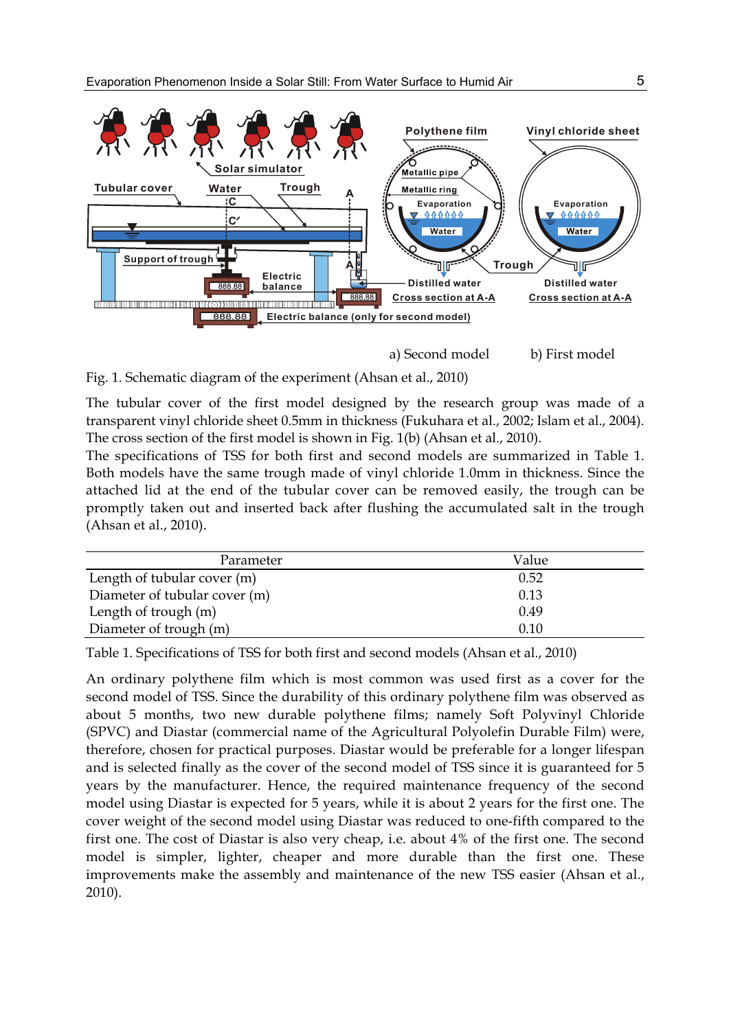a) Second model b) First model

Fig. 1. Schematic diagram of the experiment (Ahsan et al., 2010)

The tubular cover of the first model designed by the research group was made of a transparent vinyl chloride sheet 0.5mm in thickness (Fukuhara et al., 2002; Islam et al., 2004). The cross section of the first model is shown in Fig. 1(b) (Ahsan et al., 2010).

The specifications of TSS for both first and second models are summarized in Table 1. Both models have the same trough made of vinyl chloride 1.0mm in thickness. Since the attached lid at the end of the tubular cover can be removed easily, the trough can be promptly taken out and inserted back after flushing the accumulated salt in the trough (Ahsan et al., 2010).

| Parameter | Value |
|---|---|
| Length of tubular cover (m) | 0.52 |
| Diameter of tubular cover (m) | 0.13 |
| Length of trough (m) | 0.49 |
| Diameter of trough (m) | 0.10 |

Table 1. Specifications of TSS for both first and second models (Ahsan et al., 2010)

An ordinary polythene film which is most common was used first as a cover for the second model of TSS. Since the durability of this ordinary polythene film was observed as about 5 months, two new durable polythene films; namely Soft Polyvinyl Chloride (SPVC) and Diastar (commercial name of the Agricultural Polyolefin Durable Film) were, therefore, chosen for practical purposes. Diastar would be preferable for a longer lifespan and is selected finally as the cover of the second model of TSS since it is guaranteed for 5 years by the manufacturer. Hence, the required maintenance frequency of the second model using Diastar is expected for 5 years, while it is about 2 years for the first one. The cover weight of the second model using Diastar was reduced to one-fifth compared to the first one. The cost of Diastar is also very cheap, i.e. about 4% of the first one. The second model is simpler, lighter, cheaper and more durable than the first one. These improvements make the assembly and maintenance of the new TSS easier (Ahsan et al., 2010).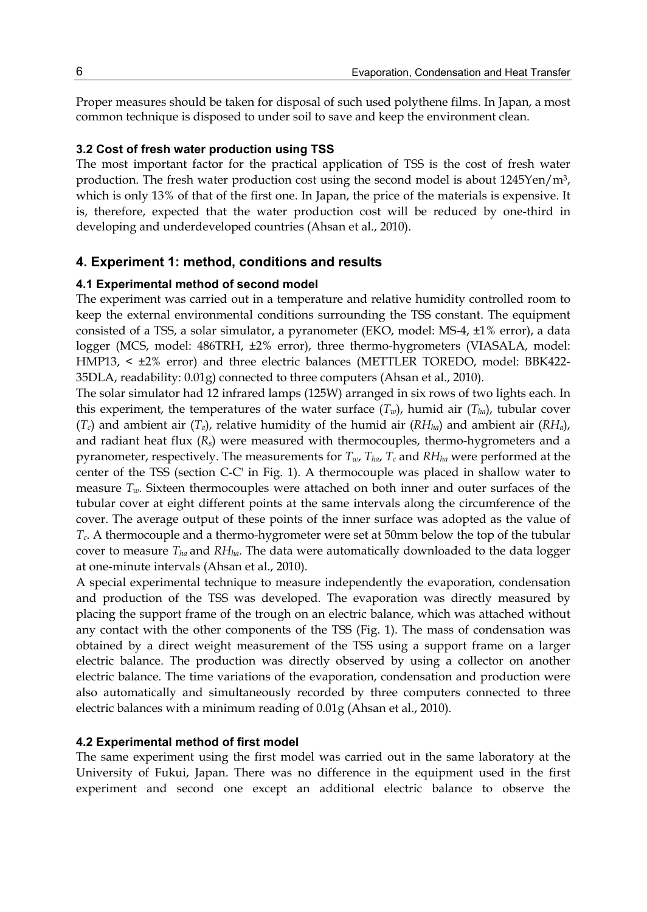Proper measures should be taken for disposal of such used polythene films. In Japan, a most common technique is disposed to under soil to save and keep the environment clean.

### 3.2 Cost of fresh water production using TSS

The most important factor for the practical application of TSS is the cost of fresh water production. The fresh water production cost using the second model is about 1245Yen/m$^3$, which is only 13% of that of the first one. In Japan, the price of the materials is expensive. It is, therefore, expected that the water production cost will be reduced by one-third in developing and underdeveloped countries (Ahsan et al., 2010).

## 4. Experiment 1: method, conditions and results

### 4.1 Experimental method of second model

The experiment was carried out in a temperature and relative humidity controlled room to keep the external environmental conditions surrounding the TSS constant. The equipment consisted of a TSS, a solar simulator, a pyranometer (EKO, model: MS-4, ±1% error), a data logger (MCS, model: 486TRH, ±2% error), three thermo-hygrometers (VIASALA, model: HMP13, < ±2% error) and three electric balances (METTLER TOREDO, model: BBK422-35DLA, readability: 0.01g) connected to three computers (Ahsan et al., 2010).

The solar simulator had 12 infrared lamps (125W) arranged in six rows of two lights each. In this experiment, the temperatures of the water surface ($T_w$), humid air ($T_{ha}$), tubular cover ($T_c$) and ambient air ($T_a$), relative humidity of the humid air ($RH_{ha}$) and ambient air ($RH_a$), and radiant heat flux ($R_s$) were measured with thermocouples, thermo-hygrometers and a pyranometer, respectively. The measurements for $T_w$, $T_{ha}$, $T_c$ and $RH_{ha}$ were performed at the center of the TSS (section C-C' in Fig. 1). A thermocouple was placed in shallow water to measure $T_w$. Sixteen thermocouples were attached on both inner and outer surfaces of the tubular cover at eight different points at the same intervals along the circumference of the cover. The average output of these points of the inner surface was adopted as the value of $T_c$. A thermocouple and a thermo-hygrometer were set at 50mm below the top of the tubular cover to measure $T_{ha}$ and $RH_{ha}$. The data were automatically downloaded to the data logger at one-minute intervals (Ahsan et al., 2010).

A special experimental technique to measure independently the evaporation, condensation and production of the TSS was developed. The evaporation was directly measured by placing the support frame of the trough on an electric balance, which was attached without any contact with the other components of the TSS (Fig. 1). The mass of condensation was obtained by a direct weight measurement of the TSS using a support frame on a larger electric balance. The production was directly observed by using a collector on another electric balance. The time variations of the evaporation, condensation and production were also automatically and simultaneously recorded by three computers connected to three electric balances with a minimum reading of 0.01g (Ahsan et al., 2010).

### 4.2 Experimental method of first model

The same experiment using the first model was carried out in the same laboratory at the University of Fukui, Japan. There was no difference in the equipment used in the first experiment and second one except an additional electric balance to observe the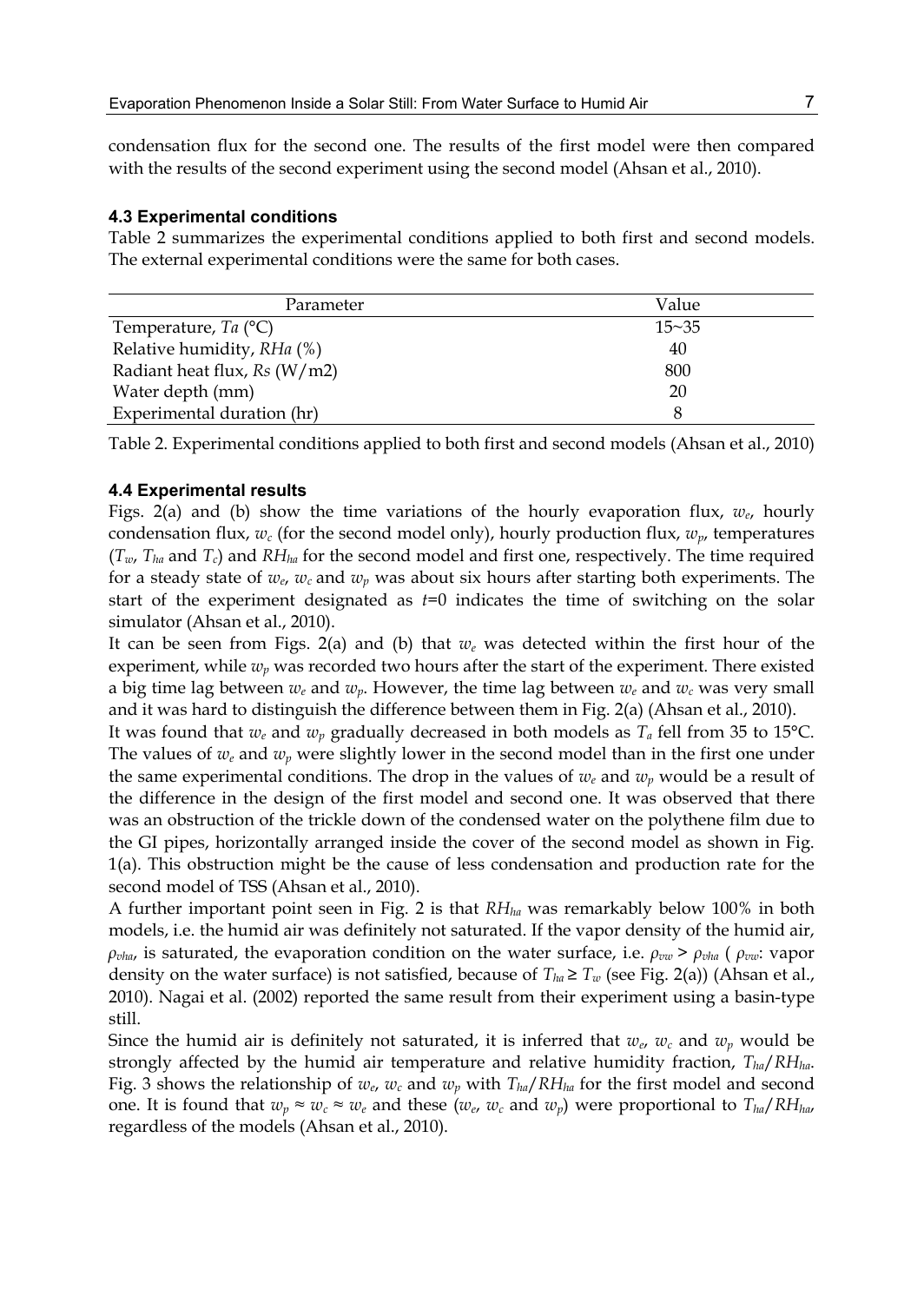condensation flux for the second one. The results of the first model were then compared with the results of the second experiment using the second model (Ahsan et al., 2010).

### 4.3 Experimental conditions

Table 2 summarizes the experimental conditions applied to both first and second models. The external experimental conditions were the same for both cases.

| Parameter | Value |
| --- | --- |
| Temperature, *Ta* (°C) | 15~35 |
| Relative humidity, *RHa* (%) | 40 |
| Radiant heat flux, *Rs* (W/m2) | 800 |
| Water depth (mm) | 20 |
| Experimental duration (hr) | 8 |

Table 2. Experimental conditions applied to both first and second models (Ahsan et al., 2010)

### 4.4 Experimental results

Figs. 2(a) and (b) show the time variations of the hourly evaporation flux, $w_e$, hourly condensation flux, $w_c$ (for the second model only), hourly production flux, $w_p$, temperatures ($T_w$, $T_{ha}$ and $T_c$) and $RH_{ha}$ for the second model and first one, respectively. The time required for a steady state of $w_e$, $w_c$ and $w_p$ was about six hours after starting both experiments. The start of the experiment designated as $t$=0 indicates the time of switching on the solar simulator (Ahsan et al., 2010).

It can be seen from Figs. 2(a) and (b) that $w_e$ was detected within the first hour of the experiment, while $w_p$ was recorded two hours after the start of the experiment. There existed a big time lag between $w_e$ and $w_p$. However, the time lag between $w_e$ and $w_c$ was very small and it was hard to distinguish the difference between them in Fig. 2(a) (Ahsan et al., 2010).

It was found that $w_e$ and $w_p$ gradually decreased in both models as $T_a$ fell from 35 to 15°C. The values of $w_e$ and $w_p$ were slightly lower in the second model than in the first one under the same experimental conditions. The drop in the values of $w_e$ and $w_p$ would be a result of the difference in the design of the first model and second one. It was observed that there was an obstruction of the trickle down of the condensed water on the polythene film due to the GI pipes, horizontally arranged inside the cover of the second model as shown in Fig. 1(a). This obstruction might be the cause of less condensation and production rate for the second model of TSS (Ahsan et al., 2010).

A further important point seen in Fig. 2 is that $RH_{ha}$ was remarkably below 100% in both models, i.e. the humid air was definitely not saturated. If the vapor density of the humid air, $\rho_{vha}$, is saturated, the evaporation condition on the water surface, i.e. $\rho_{vw} > \rho_{vha}$ ( $\rho_{vw}$: vapor density on the water surface) is not satisfied, because of $T_{ha} \geq T_w$ (see Fig. 2(a)) (Ahsan et al., 2010). Nagai et al. (2002) reported the same result from their experiment using a basin-type still.

Since the humid air is definitely not saturated, it is inferred that $w_e$, $w_c$ and $w_p$ would be strongly affected by the humid air temperature and relative humidity fraction, $T_{ha}/RH_{ha}$. Fig. 3 shows the relationship of $w_e$, $w_c$ and $w_p$ with $T_{ha}/RH_{ha}$ for the first model and second one. It is found that $w_p \approx w_c \approx w_e$ and these ($w_e$, $w_c$ and $w_p$) were proportional to $T_{ha}/RH_{ha}$, regardless of the models (Ahsan et al., 2010).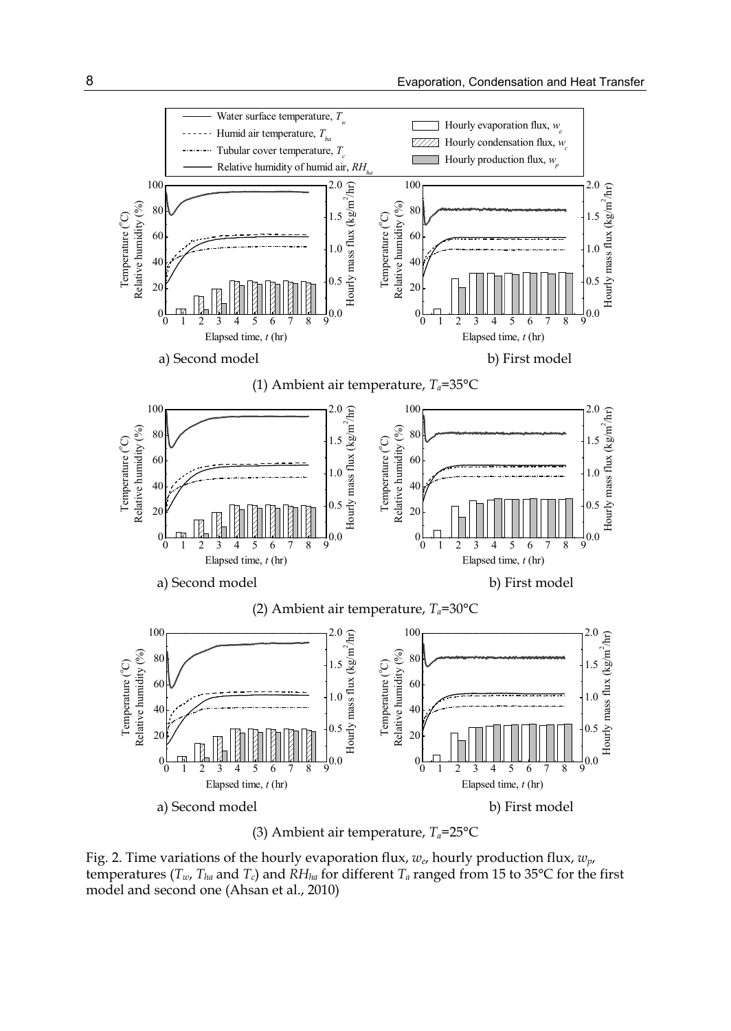Fig. 2. Time variations of the hourly evaporation flux, $w_e$, hourly production flux, $w_p$, temperatures ($T_w$, $T_{ha}$ and $T_c$) and $RH_{ha}$ for different $T_a$ ranged from 15 to 35°C for the first model and second one (Ahsan et al., 2010)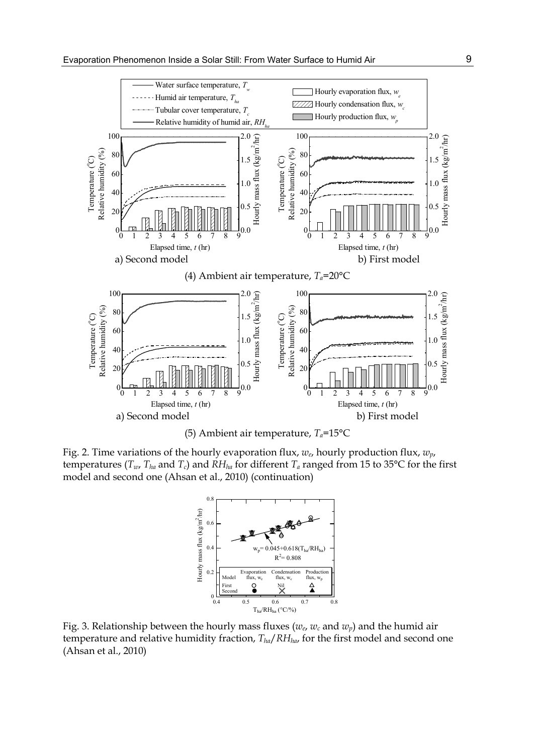(4) Ambient air temperature, $T_a$=20°C

(5) Ambient air temperature, $T_a$=15°C

Fig. 2. Time variations of the hourly evaporation flux, $w_e$, hourly production flux, $w_p$, temperatures ($T_w$, $T_{ha}$ and $T_c$) and $RH_{ha}$ for different $T_a$ ranged from 15 to 35°C for the first model and second one (Ahsan et al., 2010) (continuation)

Fig. 3. Relationship between the hourly mass fluxes ($w_e$, $w_c$ and $w_p$) and the humid air temperature and relative humidity fraction, $T_{ha}/RH_{ha}$, for the first model and second one (Ahsan et al., 2010)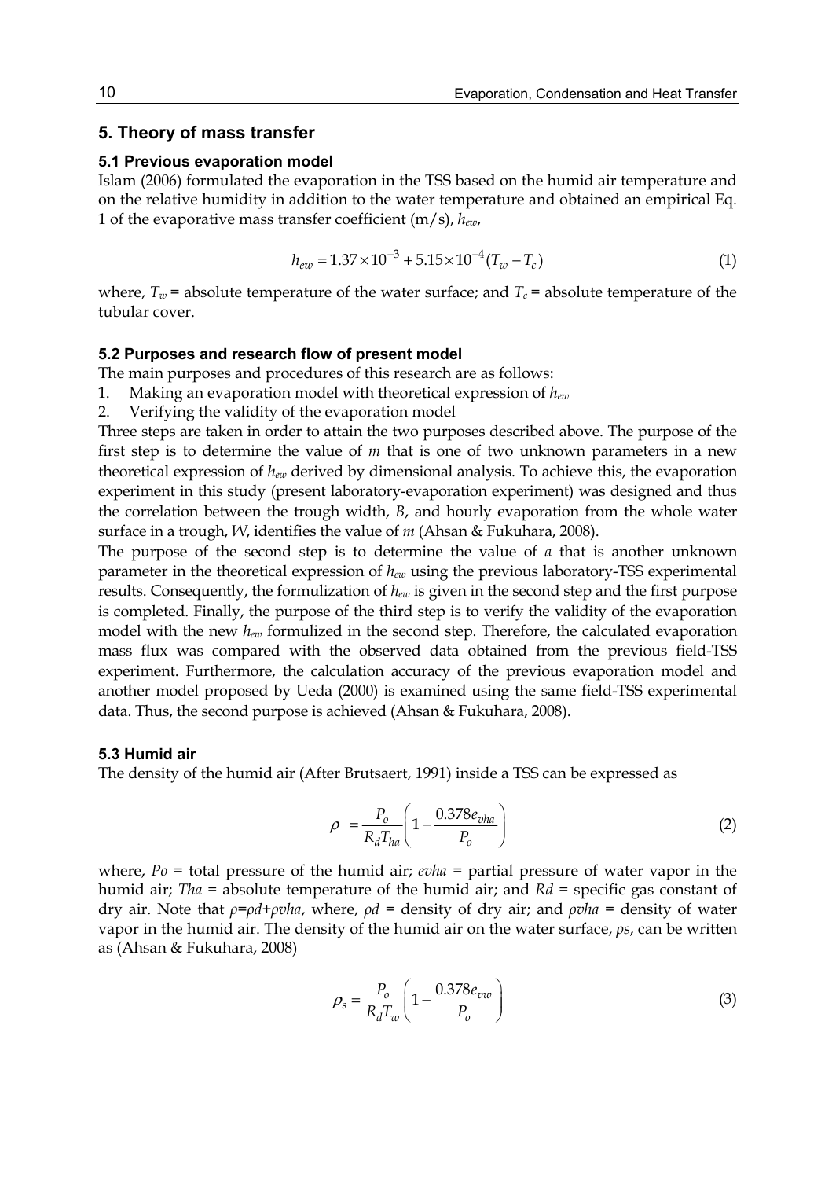## 5. Theory of mass transfer

### 5.1 Previous evaporation model

Islam (2006) formulated the evaporation in the TSS based on the humid air temperature and on the relative humidity in addition to the water temperature and obtained an empirical Eq. 1 of the evaporative mass transfer coefficient (m/s), $h_{ew}$,

$$h_{ew} = 1.37 \times 10^{-3} + 5.15 \times 10^{-4} (T_w - T_c) \tag{1}$$

where, $T_w$ = absolute temperature of the water surface; and $T_c$ = absolute temperature of the tubular cover.

### 5.2 Purposes and research flow of present model

The main purposes and procedures of this research are as follows:

1. Making an evaporation model with theoretical expression of $h_{ew}$
2. Verifying the validity of the evaporation model

Three steps are taken in order to attain the two purposes described above. The purpose of the first step is to determine the value of $m$ that is one of two unknown parameters in a new theoretical expression of $h_{ew}$ derived by dimensional analysis. To achieve this, the evaporation experiment in this study (present laboratory-evaporation experiment) was designed and thus the correlation between the trough width, $B$, and hourly evaporation from the whole water surface in a trough, $W$, identifies the value of $m$ (Ahsan & Fukuhara, 2008).

The purpose of the second step is to determine the value of $a$ that is another unknown parameter in the theoretical expression of $h_{ew}$ using the previous laboratory-TSS experimental results. Consequently, the formulization of $h_{ew}$ is given in the second step and the first purpose is completed. Finally, the purpose of the third step is to verify the validity of the evaporation model with the new $h_{ew}$ formulized in the second step. Therefore, the calculated evaporation mass flux was compared with the observed data obtained from the previous field-TSS experiment. Furthermore, the calculation accuracy of the previous evaporation model and another model proposed by Ueda (2000) is examined using the same field-TSS experimental data. Thus, the second purpose is achieved (Ahsan & Fukuhara, 2008).

### 5.3 Humid air

The density of the humid air (After Brutsaert, 1991) inside a TSS can be expressed as

$$\rho = \frac{P_o}{R_d T_{ha}} \left( 1 - \frac{0.378 e_{vha}}{P_o} \right) \tag{2}$$

where, $P_o$ = total pressure of the humid air; $e_{vha}$ = partial pressure of water vapor in the humid air; $T_{ha}$ = absolute temperature of the humid air; and $R_d$ = specific gas constant of dry air. Note that $\rho = \rho_d + \rho_{vha}$, where, $\rho_d$ = density of dry air; and $\rho_{vha}$ = density of water vapor in the humid air. The density of the humid air on the water surface, $\rho_s$, can be written as (Ahsan & Fukuhara, 2008)

$$\rho_s = \frac{P_o}{R_d T_w} \left( 1 - \frac{0.378 e_{vw}}{P_o} \right) \tag{3}$$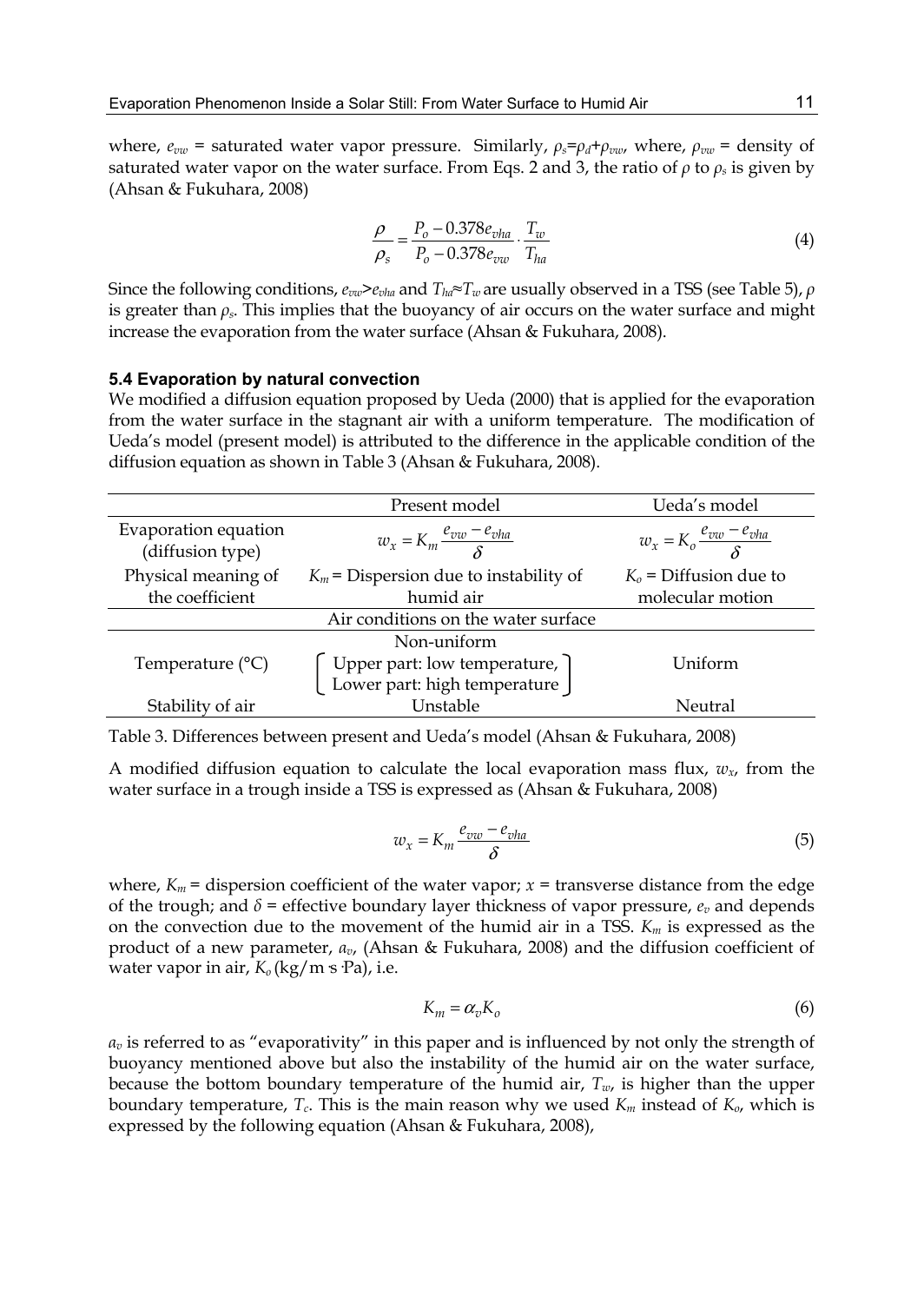where, $e_{vw}$ = saturated water vapor pressure. Similarly, $\rho_s = \rho_d + \rho_{vw}$, where, $\rho_{vw}$ = density of saturated water vapor on the water surface. From Eqs. 2 and 3, the ratio of $\rho$ to $\rho_s$ is given by (Ahsan & Fukuhara, 2008)

$$\frac{\rho}{\rho_s} = \frac{P_o - 0.378 e_{vha}}{P_o - 0.378 e_{vw}} \cdot \frac{T_w}{T_{ha}} \tag{4}$$

Since the following conditions, $e_{vw} > e_{vha}$ and $T_{ha} \approx T_w$ are usually observed in a TSS (see Table 5), $\rho$ is greater than $\rho_s$. This implies that the buoyancy of air occurs on the water surface and might increase the evaporation from the water surface (Ahsan & Fukuhara, 2008).

### 5.4 Evaporation by natural convection

We modified a diffusion equation proposed by Ueda (2000) that is applied for the evaporation from the water surface in the stagnant air with a uniform temperature. The modification of Ueda's model (present model) is attributed to the difference in the applicable condition of the diffusion equation as shown in Table 3 (Ahsan & Fukuhara, 2008).

| | Present model | Ueda's model |
|---|---|---|
| Evaporation equation (diffusion type) | $w_x = K_m \frac{e_{vw} - e_{vha}}{\delta}$ | $w_x = K_o \frac{e_{vw} - e_{vha}}{\delta}$ |
| Physical meaning of the coefficient | $K_m$ = Dispersion due to instability of humid air | $K_o$ = Diffusion due to molecular motion |
| Air conditions on the water surface | | |
| Temperature (°C) | Non-uniform (Upper part: low temperature, Lower part: high temperature) | Uniform |
| Stability of air | Unstable | Neutral |

Table 3. Differences between present and Ueda's model (Ahsan & Fukuhara, 2008)

A modified diffusion equation to calculate the local evaporation mass flux, $w_x$, from the water surface in a trough inside a TSS is expressed as (Ahsan & Fukuhara, 2008)

$$w_x = K_m \frac{e_{vw} - e_{vha}}{\delta} \tag{5}$$

where, $K_m$ = dispersion coefficient of the water vapor; $x$ = transverse distance from the edge of the trough; and $\delta$ = effective boundary layer thickness of vapor pressure, $e_v$ and depends on the convection due to the movement of the humid air in a TSS. $K_m$ is expressed as the product of a new parameter, $\alpha_v$, (Ahsan & Fukuhara, 2008) and the diffusion coefficient of water vapor in air, $K_o$ (kg/m·s·Pa), i.e.

$$K_m = \alpha_v K_o \tag{6}$$

$\alpha_v$ is referred to as "evaporativity" in this paper and is influenced by not only the strength of buoyancy mentioned above but also the instability of the humid air on the water surface, because the bottom boundary temperature of the humid air, $T_w$, is higher than the upper boundary temperature, $T_c$. This is the main reason why we used $K_m$ instead of $K_o$, which is expressed by the following equation (Ahsan & Fukuhara, 2008),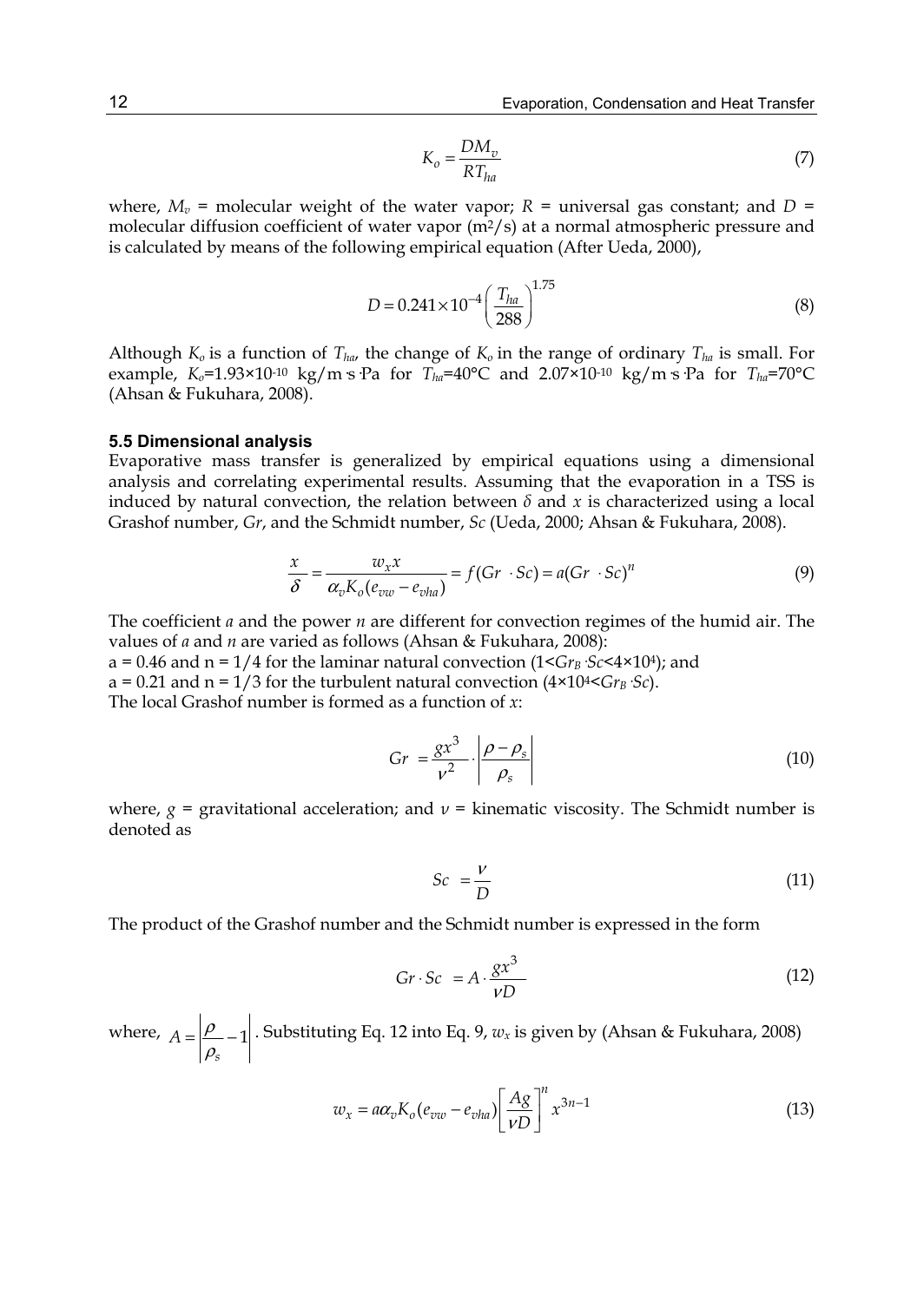$$K_o = \frac{DM_v}{RT_{ha}} \tag{7}$$

where, $M_v$ = molecular weight of the water vapor; $R$ = universal gas constant; and $D$ = molecular diffusion coefficient of water vapor (m$^2$/s) at a normal atmospheric pressure and is calculated by means of the following empirical equation (After Ueda, 2000),

$$D = 0.241 \times 10^{-4} \left( \frac{T_{ha}}{288} \right)^{1.75} \tag{8}$$

Although $K_o$ is a function of $T_{ha}$, the change of $K_o$ in the range of ordinary $T_{ha}$ is small. For example, $K_o$=1.93×10$^{-10}$ kg/m·s·Pa for $T_{ha}$=40°C and 2.07×10$^{-10}$ kg/m·s·Pa for $T_{ha}$=70°C (Ahsan & Fukuhara, 2008).

### 5.5 Dimensional analysis

Evaporative mass transfer is generalized by empirical equations using a dimensional analysis and correlating experimental results. Assuming that the evaporation in a TSS is induced by natural convection, the relation between $\delta$ and $x$ is characterized using a local Grashof number, $Gr$, and the Schmidt number, $Sc$ (Ueda, 2000; Ahsan & Fukuhara, 2008).

$$\frac{x}{\delta} = \frac{w_x x}{\alpha_v K_o (e_{vw} - e_{vha})} = f(Gr \cdot Sc) = a(Gr \cdot Sc)^n \tag{9}$$

The coefficient $a$ and the power $n$ are different for convection regimes of the humid air. The values of $a$ and $n$ are varied as follows (Ahsan & Fukuhara, 2008):

a = 0.46 and n = 1/4 for the laminar natural convection ($1 < Gr_B \cdot Sc < 4 \times 10^4$); and

a = 0.21 and n = 1/3 for the turbulent natural convection ($4 \times 10^4 < Gr_B \cdot Sc$).

The local Grashof number is formed as a function of $x$:

$$Gr = \frac{gx^3}{\nu^2} \cdot \left| \frac{\rho - \rho_s}{\rho_s} \right| \tag{10}$$

where, $g$ = gravitational acceleration; and $\nu$ = kinematic viscosity. The Schmidt number is denoted as

$$Sc = \frac{\nu}{D} \tag{11}$$

The product of the Grashof number and the Schmidt number is expressed in the form

$$Gr \cdot Sc = A \cdot \frac{gx^3}{\nu D} \tag{12}$$

where, $A = \left| \frac{\rho}{\rho_s} - 1 \right|$. Substituting Eq. 12 into Eq. 9, $w_x$ is given by (Ahsan & Fukuhara, 2008)

$$w_x = a\alpha_v K_o (e_{vw} - e_{vha}) \left[ \frac{Ag}{\nu D} \right]^n x^{3n-1} \tag{13}$$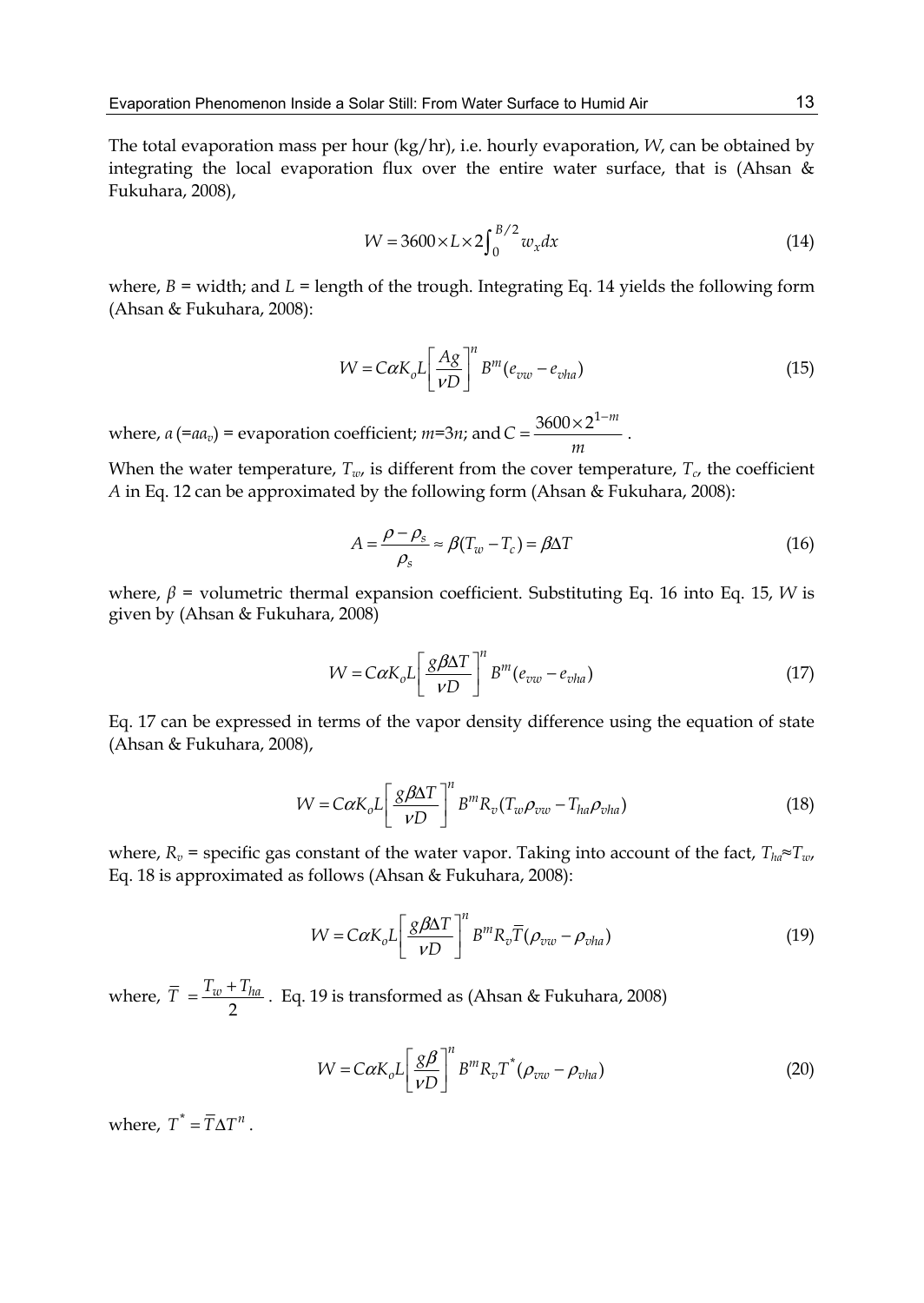The total evaporation mass per hour (kg/hr), i.e. hourly evaporation, $W$, can be obtained by integrating the local evaporation flux over the entire water surface, that is (Ahsan & Fukuhara, 2008),

$$W = 3600 \times L \times 2\int_0^{B/2} w_x dx \tag{14}$$

where, $B$ = width; and $L$ = length of the trough. Integrating Eq. 14 yields the following form (Ahsan & Fukuhara, 2008):

$$W = C\alpha K_o L \left[\frac{Ag}{\nu D}\right]^n B^m (e_{vw} - e_{vha}) \tag{15}$$

where, $a$ ($=aa_v$) = evaporation coefficient; $m$=3$n$; and $C = \dfrac{3600 \times 2^{1-m}}{m}$.

When the water temperature, $T_w$, is different from the cover temperature, $T_c$, the coefficient $A$ in Eq. 12 can be approximated by the following form (Ahsan & Fukuhara, 2008):

$$A = \frac{\rho - \rho_s}{\rho_s} \approx \beta(T_w - T_c) = \beta\Delta T \tag{16}$$

where, $\beta$ = volumetric thermal expansion coefficient. Substituting Eq. 16 into Eq. 15, $W$ is given by (Ahsan & Fukuhara, 2008)

$$W = C\alpha K_o L \left[\frac{g\beta\Delta T}{\nu D}\right]^n B^m (e_{vw} - e_{vha}) \tag{17}$$

Eq. 17 can be expressed in terms of the vapor density difference using the equation of state (Ahsan & Fukuhara, 2008),

$$W = C\alpha K_o L \left[\frac{g\beta\Delta T}{\nu D}\right]^n B^m R_v (T_w \rho_{vw} - T_{ha}\rho_{vha}) \tag{18}$$

where, $R_v$ = specific gas constant of the water vapor. Taking into account of the fact, $T_{ha} \approx T_w$, Eq. 18 is approximated as follows (Ahsan & Fukuhara, 2008):

$$W = C\alpha K_o L \left[\frac{g\beta\Delta T}{\nu D}\right]^n B^m R_v \overline{T} (\rho_{vw} - \rho_{vha}) \tag{19}$$

where, $\overline{T} = \dfrac{T_w + T_{ha}}{2}$. Eq. 19 is transformed as (Ahsan & Fukuhara, 2008)

$$W = C\alpha K_o L \left[\frac{g\beta}{\nu D}\right]^n B^m R_v T^* (\rho_{vw} - \rho_{vha}) \tag{20}$$

where, $T^* = \overline{T}\Delta T^n$.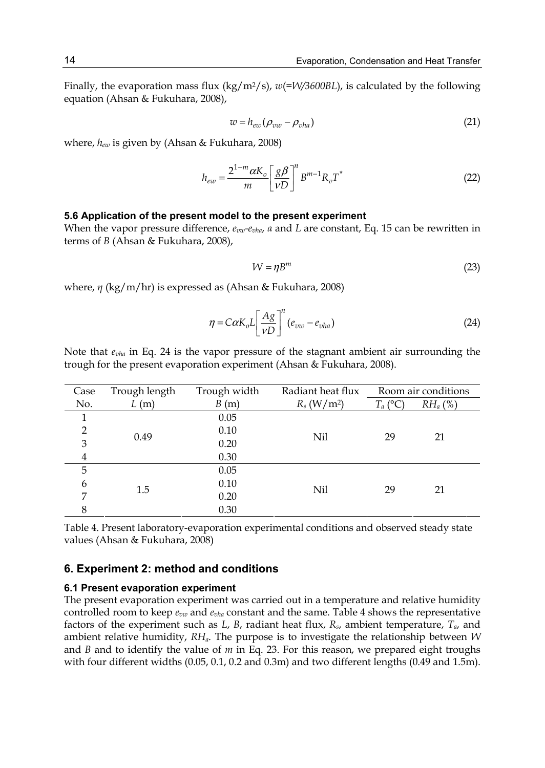Finally, the evaporation mass flux (kg/m²/s), $w$(=$W/3600BL$), is calculated by the following equation (Ahsan & Fukuhara, 2008),

$$w = h_{ew}(\rho_{vw} - \rho_{vha}) \tag{21}$$

where, $h_{ew}$ is given by (Ahsan & Fukuhara, 2008)

$$h_{ew} = \frac{2^{1-m}\alpha K_o}{m}\left[\frac{g\beta}{\nu D}\right]^n B^{m-1} R_v T^* \tag{22}$$

### 5.6 Application of the present model to the present experiment

When the vapor pressure difference, $e_{vw}$-$e_{vha}$, $a$ and $L$ are constant, Eq. 15 can be rewritten in terms of $B$ (Ahsan & Fukuhara, 2008),

$$W = \eta B^m \tag{23}$$

where, $\eta$ (kg/m/hr) is expressed as (Ahsan & Fukuhara, 2008)

$$\eta = C\alpha K_o L\left[\frac{Ag}{\nu D}\right]^n (e_{vw} - e_{vha}) \tag{24}$$

Note that $e_{vha}$ in Eq. 24 is the vapor pressure of the stagnant ambient air surrounding the trough for the present evaporation experiment (Ahsan & Fukuhara, 2008).

| Case No. | Trough length $L$ (m) | Trough width $B$ (m) | Radiant heat flux $R_s$ (W/m²) | Room air conditions | |
|---|---|---|---|---|---|
| | | | | $T_a$ (°C) | $RH_a$ (%) |
| 1 | 0.49 | 0.05 | Nil | 29 | 21 |
| 2 | | 0.10 | | | |
| 3 | | 0.20 | | | |
| 4 | | 0.30 | | | |
| 5 | 1.5 | 0.05 | Nil | 29 | 21 |
| 6 | | 0.10 | | | |
| 7 | | 0.20 | | | |
| 8 | | 0.30 | | | |

Table 4. Present laboratory-evaporation experimental conditions and observed steady state values (Ahsan & Fukuhara, 2008)

## 6. Experiment 2: method and conditions

### 6.1 Present evaporation experiment

The present evaporation experiment was carried out in a temperature and relative humidity controlled room to keep $e_{vw}$ and $e_{vha}$ constant and the same. Table 4 shows the representative factors of the experiment such as $L$, $B$, radiant heat flux, $R_s$, ambient temperature, $T_a$, and ambient relative humidity, $RH_a$. The purpose is to investigate the relationship between $W$ and $B$ and to identify the value of $m$ in Eq. 23. For this reason, we prepared eight troughs with four different widths (0.05, 0.1, 0.2 and 0.3m) and two different lengths (0.49 and 1.5m).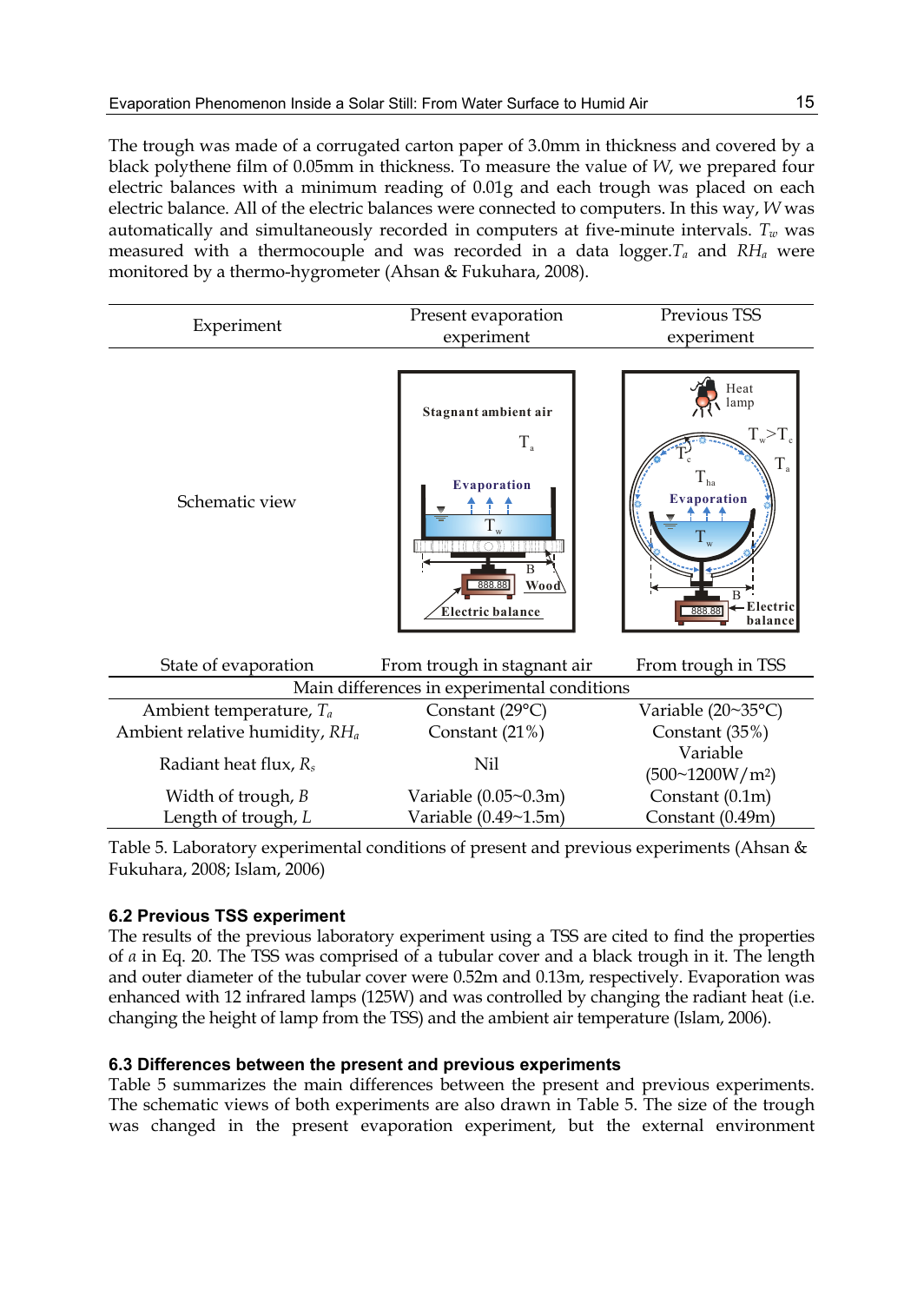The trough was made of a corrugated carton paper of 3.0mm in thickness and covered by a black polythene film of 0.05mm in thickness. To measure the value of $W$, we prepared four electric balances with a minimum reading of 0.01g and each trough was placed on each electric balance. All of the electric balances were connected to computers. In this way, $W$ was automatically and simultaneously recorded in computers at five-minute intervals. $T_w$ was measured with a thermocouple and was recorded in a data logger. $T_a$ and $RH_a$ were monitored by a thermo-hygrometer (Ahsan & Fukuhara, 2008).

| Experiment | Present evaporation experiment | Previous TSS experiment |
|---|---|---|
| Schematic view | | |
| State of evaporation | From trough in stagnant air | From trough in TSS |
| Main differences in experimental conditions | | |
| Ambient temperature, $T_a$ | Constant (29°C) | Variable (20~35°C) |
| Ambient relative humidity, $RH_a$ | Constant (21%) | Constant (35%) |
| Radiant heat flux, $R_s$ | Nil | Variable (500~1200W/m$^2$) |
| Width of trough, $B$ | Variable (0.05~0.3m) | Constant (0.1m) |
| Length of trough, $L$ | Variable (0.49~1.5m) | Constant (0.49m) |

Table 5. Laboratory experimental conditions of present and previous experiments (Ahsan & Fukuhara, 2008; Islam, 2006)

### 6.2 Previous TSS experiment

The results of the previous laboratory experiment using a TSS are cited to find the properties of $a$ in Eq. 20. The TSS was comprised of a tubular cover and a black trough in it. The length and outer diameter of the tubular cover were 0.52m and 0.13m, respectively. Evaporation was enhanced with 12 infrared lamps (125W) and was controlled by changing the radiant heat (i.e. changing the height of lamp from the TSS) and the ambient air temperature (Islam, 2006).

### 6.3 Differences between the present and previous experiments

Table 5 summarizes the main differences between the present and previous experiments. The schematic views of both experiments are also drawn in Table 5. The size of the trough was changed in the present evaporation experiment, but the external environment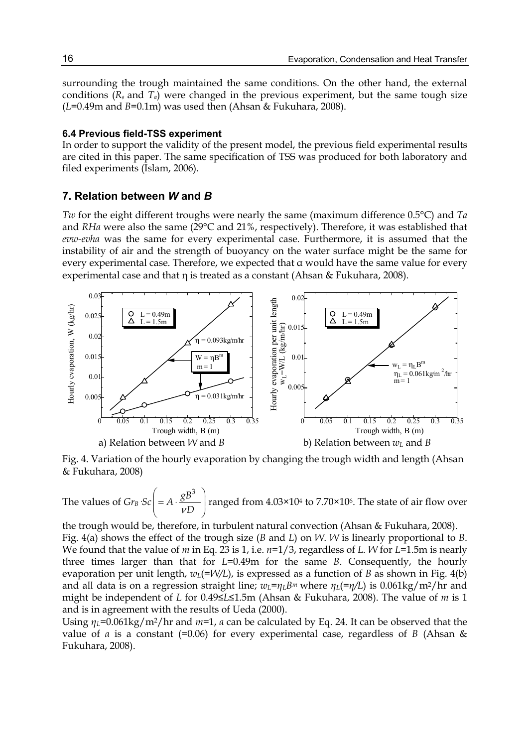surrounding the trough maintained the same conditions. On the other hand, the external conditions ($R_s$ and $T_a$) were changed in the previous experiment, but the same tough size ($L$=0.49m and $B$=0.1m) was used then (Ahsan & Fukuhara, 2008).

### 6.4 Previous field-TSS experiment

In order to support the validity of the present model, the previous field experimental results are cited in this paper. The same specification of TSS was produced for both laboratory and filed experiments (Islam, 2006).

## 7. Relation between *W* and *B*

*Tw* for the eight different troughs were nearly the same (maximum difference 0.5°C) and *Ta* and *RHa* were also the same (29°C and 21%, respectively). Therefore, it was established that *evw-evha* was the same for every experimental case. Furthermore, it is assumed that the instability of air and the strength of buoyancy on the water surface might be the same for every experimental case. Therefore, we expected that α would have the same value for every experimental case and that η is treated as a constant (Ahsan & Fukuhara, 2008).

a) Relation between $W$ and $B$ b) Relation between $w_L$ and $B$

Fig. 4. Variation of the hourly evaporation by changing the trough width and length (Ahsan & Fukuhara, 2008)

The values of $Gr_B \cdot Sc\left(= A \cdot \dfrac{gB^3}{\nu D}\right)$ ranged from $4.03\times10^4$ to $7.70\times10^6$. The state of air flow over the trough would be, therefore, in turbulent natural convection (Ahsan & Fukuhara, 2008).

Fig. 4(a) shows the effect of the trough size ($B$ and $L$) on $W$. $W$ is linearly proportional to $B$. We found that the value of $m$ in Eq. 23 is 1, i.e. $n$=1/3, regardless of $L$. $W$ for $L$=1.5m is nearly three times larger than that for $L$=0.49m for the same $B$. Consequently, the hourly evaporation per unit length, $w_L$(=$W/L$), is expressed as a function of $B$ as shown in Fig. 4(b) and all data is on a regression straight line; $w_L=\eta_L B^m$ where $\eta_L$(=$\eta/L$) is 0.061kg/m$^2$/hr and might be independent of $L$ for 0.49≤$L$≤1.5m (Ahsan & Fukuhara, 2008). The value of $m$ is 1 and is in agreement with the results of Ueda (2000).

Using $\eta_L$=0.061kg/m$^2$/hr and $m$=1, $a$ can be calculated by Eq. 24. It can be observed that the value of $a$ is a constant (=0.06) for every experimental case, regardless of $B$ (Ahsan & Fukuhara, 2008).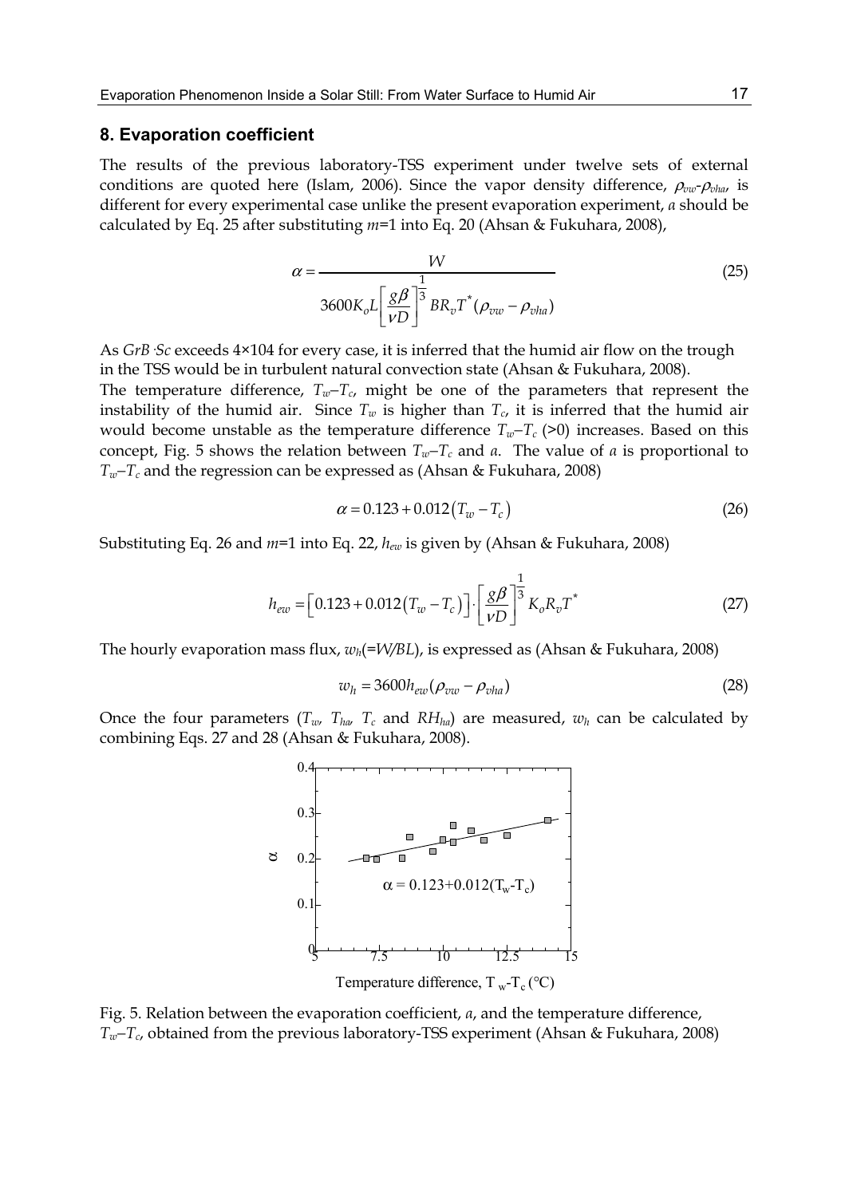## 8. Evaporation coefficient

The results of the previous laboratory-TSS experiment under twelve sets of external conditions are quoted here (Islam, 2006). Since the vapor density difference, $\rho_{vw}$-$\rho_{vha}$, is different for every experimental case unlike the present evaporation experiment, $\alpha$ should be calculated by Eq. 25 after substituting $m$=1 into Eq. 20 (Ahsan & Fukuhara, 2008),

$$\alpha = \frac{W}{3600 K_o L \left[\frac{g\beta}{\nu D}\right]^{\frac{1}{3}} B R_v T^* (\rho_{vw} - \rho_{vha})} \tag{25}$$

As $GrB \cdot Sc$ exceeds 4×104 for every case, it is inferred that the humid air flow on the trough in the TSS would be in turbulent natural convection state (Ahsan & Fukuhara, 2008).

The temperature difference, $T_w$–$T_c$, might be one of the parameters that represent the instability of the humid air. Since $T_w$ is higher than $T_c$, it is inferred that the humid air would become unstable as the temperature difference $T_w$–$T_c$ (>0) increases. Based on this concept, Fig. 5 shows the relation between $T_w$–$T_c$ and $\alpha$. The value of $\alpha$ is proportional to $T_w$–$T_c$ and the regression can be expressed as (Ahsan & Fukuhara, 2008)

$$\alpha = 0.123 + 0.012\left(T_w - T_c\right) \tag{26}$$

Substituting Eq. 26 and $m$=1 into Eq. 22, $h_{ew}$ is given by (Ahsan & Fukuhara, 2008)

$$h_{ew} = \left[0.123 + 0.012\left(T_w - T_c\right)\right] \cdot \left[\frac{g\beta}{\nu D}\right]^{\frac{1}{3}} K_o R_v T^* \tag{27}$$

The hourly evaporation mass flux, $w_h$(=$W/BL$), is expressed as (Ahsan & Fukuhara, 2008)

$$w_h = 3600 h_{ew} (\rho_{vw} - \rho_{vha}) \tag{28}$$

Once the four parameters ($T_w$, $T_{ha}$, $T_c$ and $RH_{ha}$) are measured, $w_h$ can be calculated by combining Eqs. 27 and 28 (Ahsan & Fukuhara, 2008).

Fig. 5. Relation between the evaporation coefficient, $\alpha$, and the temperature difference, $T_w$–$T_c$, obtained from the previous laboratory-TSS experiment (Ahsan & Fukuhara, 2008)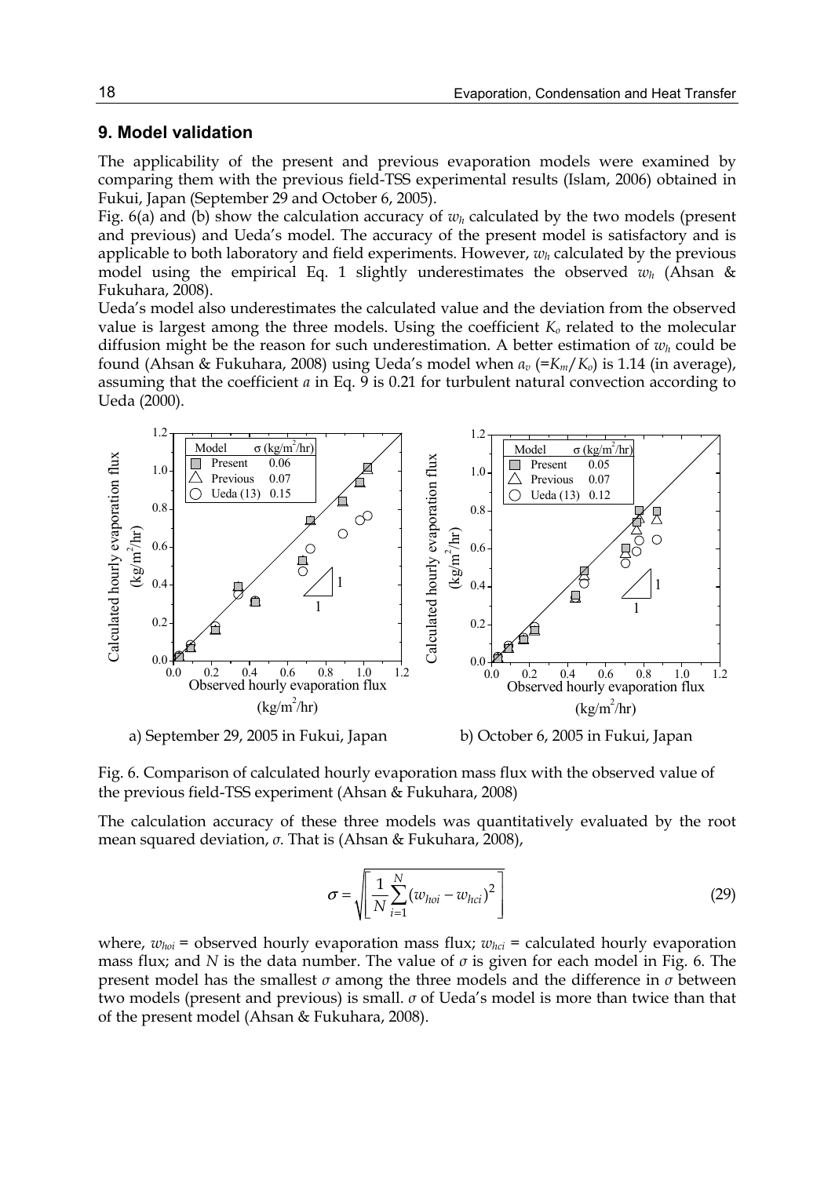## 9. Model validation

The applicability of the present and previous evaporation models were examined by comparing them with the previous field-TSS experimental results (Islam, 2006) obtained in Fukui, Japan (September 29 and October 6, 2005).

Fig. 6(a) and (b) show the calculation accuracy of $w_h$ calculated by the two models (present and previous) and Ueda's model. The accuracy of the present model is satisfactory and is applicable to both laboratory and field experiments. However, $w_h$ calculated by the previous model using the empirical Eq. 1 slightly underestimates the observed $w_h$ (Ahsan & Fukuhara, 2008).

Ueda's model also underestimates the calculated value and the deviation from the observed value is largest among the three models. Using the coefficient $K_o$ related to the molecular diffusion might be the reason for such underestimation. A better estimation of $w_h$ could be found (Ahsan & Fukuhara, 2008) using Ueda's model when $a_v$ (=$K_m/K_o$) is 1.14 (in average), assuming that the coefficient $a$ in Eq. 9 is 0.21 for turbulent natural convection according to Ueda (2000).

a) September 29, 2005 in Fukui, Japan

b) October 6, 2005 in Fukui, Japan

Fig. 6. Comparison of calculated hourly evaporation mass flux with the observed value of the previous field-TSS experiment (Ahsan & Fukuhara, 2008)

The calculation accuracy of these three models was quantitatively evaluated by the root mean squared deviation, $\sigma$. That is (Ahsan & Fukuhara, 2008),

$$\sigma = \sqrt{\left[\frac{1}{N}\sum_{i=1}^{N}(w_{hoi} - w_{hci})^2\right]} \tag{29}$$

where, $w_{hoi}$ = observed hourly evaporation mass flux; $w_{hci}$ = calculated hourly evaporation mass flux; and $N$ is the data number. The value of $\sigma$ is given for each model in Fig. 6. The present model has the smallest $\sigma$ among the three models and the difference in $\sigma$ between two models (present and previous) is small. $\sigma$ of Ueda's model is more than twice than that of the present model (Ahsan & Fukuhara, 2008).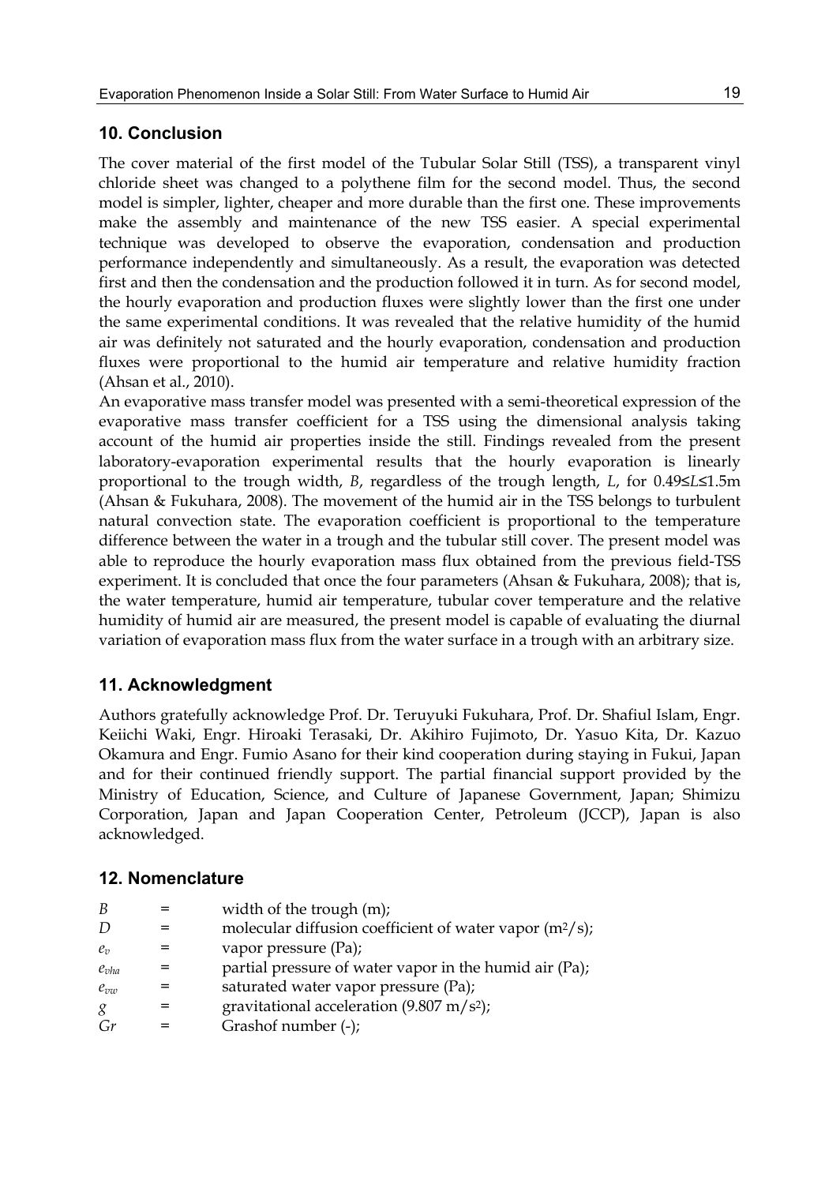## 10. Conclusion

The cover material of the first model of the Tubular Solar Still (TSS), a transparent vinyl chloride sheet was changed to a polythene film for the second model. Thus, the second model is simpler, lighter, cheaper and more durable than the first one. These improvements make the assembly and maintenance of the new TSS easier. A special experimental technique was developed to observe the evaporation, condensation and production performance independently and simultaneously. As a result, the evaporation was detected first and then the condensation and the production followed it in turn. As for second model, the hourly evaporation and production fluxes were slightly lower than the first one under the same experimental conditions. It was revealed that the relative humidity of the humid air was definitely not saturated and the hourly evaporation, condensation and production fluxes were proportional to the humid air temperature and relative humidity fraction (Ahsan et al., 2010).

An evaporative mass transfer model was presented with a semi-theoretical expression of the evaporative mass transfer coefficient for a TSS using the dimensional analysis taking account of the humid air properties inside the still. Findings revealed from the present laboratory-evaporation experimental results that the hourly evaporation is linearly proportional to the trough width, $B$, regardless of the trough length, $L$, for $0.49 \leq L \leq 1.5$m (Ahsan & Fukuhara, 2008). The movement of the humid air in the TSS belongs to turbulent natural convection state. The evaporation coefficient is proportional to the temperature difference between the water in a trough and the tubular still cover. The present model was able to reproduce the hourly evaporation mass flux obtained from the previous field-TSS experiment. It is concluded that once the four parameters (Ahsan & Fukuhara, 2008); that is, the water temperature, humid air temperature, tubular cover temperature and the relative humidity of humid air are measured, the present model is capable of evaluating the diurnal variation of evaporation mass flux from the water surface in a trough with an arbitrary size.

## 11. Acknowledgment

Authors gratefully acknowledge Prof. Dr. Teruyuki Fukuhara, Prof. Dr. Shafiul Islam, Engr. Keiichi Waki, Engr. Hiroaki Terasaki, Dr. Akihiro Fujimoto, Dr. Yasuo Kita, Dr. Kazuo Okamura and Engr. Fumio Asano for their kind cooperation during staying in Fukui, Japan and for their continued friendly support. The partial financial support provided by the Ministry of Education, Science, and Culture of Japanese Government, Japan; Shimizu Corporation, Japan and Japan Cooperation Center, Petroleum (JCCP), Japan is also acknowledged.

## 12. Nomenclature

| | | |
|---|---|---|
| $B$ | = | width of the trough (m); |
| $D$ | = | molecular diffusion coefficient of water vapor ($m^2/s$); |
| $e_v$ | = | vapor pressure (Pa); |
| $e_{vha}$ | = | partial pressure of water vapor in the humid air (Pa); |
| $e_{vw}$ | = | saturated water vapor pressure (Pa); |
| $g$ | = | gravitational acceleration (9.807 $m/s^2$); |
| $Gr$ | = | Grashof number (-); |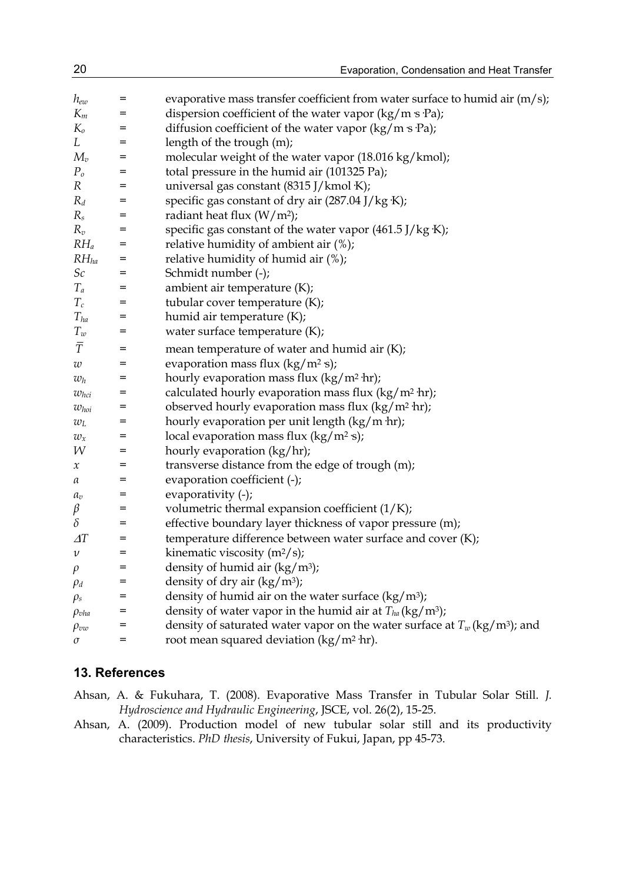$h_{ew}$ = evaporative mass transfer coefficient from water surface to humid air (m/s);
$K_m$ = dispersion coefficient of the water vapor (kg/m·s·Pa);
$K_o$ = diffusion coefficient of the water vapor (kg/m·s·Pa);
$L$ = length of the trough (m);
$M_v$ = molecular weight of the water vapor (18.016 kg/kmol);
$P_o$ = total pressure in the humid air (101325 Pa);
$R$ = universal gas constant (8315 J/kmol·K);
$R_d$ = specific gas constant of dry air (287.04 J/kg·K);
$R_s$ = radiant heat flux (W/m$^2$);
$R_v$ = specific gas constant of the water vapor (461.5 J/kg·K);
$RH_a$ = relative humidity of ambient air (%);
$RH_{ha}$ = relative humidity of humid air (%);
$Sc$ = Schmidt number (-);
$T_a$ = ambient air temperature (K);
$T_c$ = tubular cover temperature (K);
$T_{ha}$ = humid air temperature (K);
$T_w$ = water surface temperature (K);
$\overline{T}$ = mean temperature of water and humid air (K);
$w$ = evaporation mass flux (kg/m$^2$·s);
$w_h$ = hourly evaporation mass flux (kg/m$^2$·hr);
$w_{hci}$ = calculated hourly evaporation mass flux (kg/m$^2$·hr);
$w_{hoi}$ = observed hourly evaporation mass flux (kg/m$^2$·hr);
$w_L$ = hourly evaporation per unit length (kg/m·hr);
$w_x$ = local evaporation mass flux (kg/m$^2$·s);
$W$ = hourly evaporation (kg/hr);
$x$ = transverse distance from the edge of trough (m);
$\alpha$ = evaporation coefficient (-);
$\alpha_v$ = evaporativity (-);
$\beta$ = volumetric thermal expansion coefficient (1/K);
$\delta$ = effective boundary layer thickness of vapor pressure (m);
$\Delta T$ = temperature difference between water surface and cover (K);
$\nu$ = kinematic viscosity (m$^2$/s);
$\rho$ = density of humid air (kg/m$^3$);
$\rho_d$ = density of dry air (kg/m$^3$);
$\rho_s$ = density of humid air on the water surface (kg/m$^3$);
$\rho_{vha}$ = density of water vapor in the humid air at $T_{ha}$ (kg/m$^3$);
$\rho_{vw}$ = density of saturated water vapor on the water surface at $T_w$ (kg/m$^3$); and
$\sigma$ = root mean squared deviation (kg/m$^2$·hr).

## 13. References

Ahsan, A. & Fukuhara, T. (2008). Evaporative Mass Transfer in Tubular Solar Still. *J. Hydroscience and Hydraulic Engineering*, JSCE, vol. 26(2), 15-25.

Ahsan, A. (2009). Production model of new tubular solar still and its productivity characteristics. *PhD thesis*, University of Fukui, Japan, pp 45-73.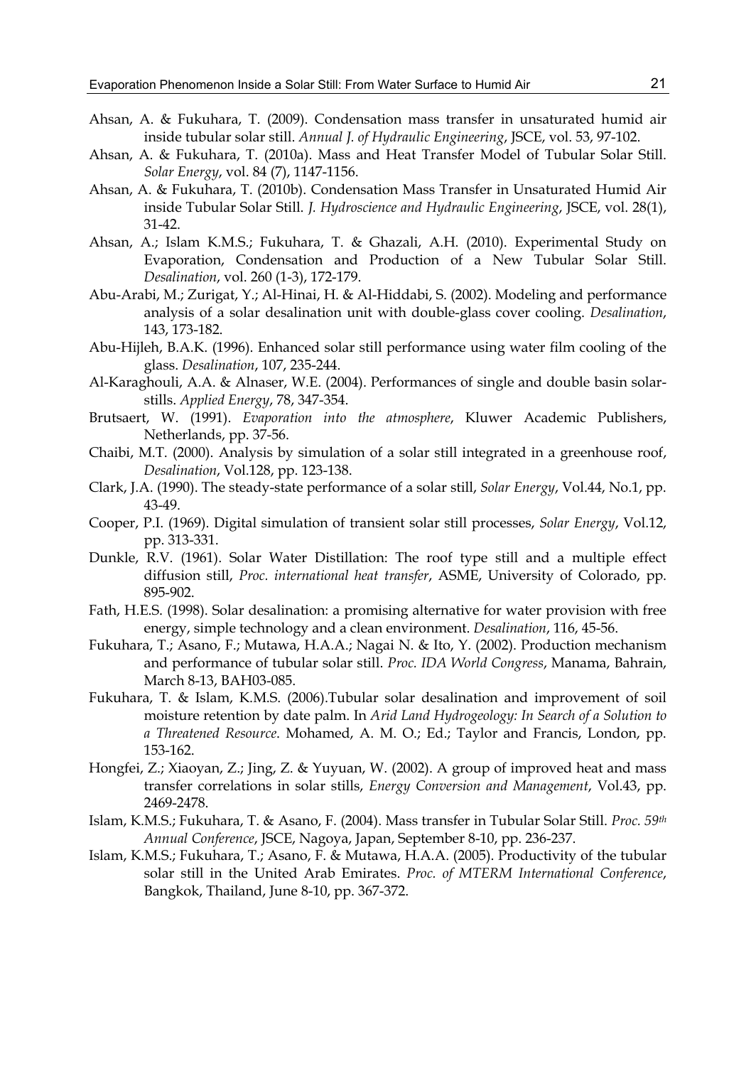Ahsan, A. & Fukuhara, T. (2009). Condensation mass transfer in unsaturated humid air inside tubular solar still. *Annual J. of Hydraulic Engineering*, JSCE, vol. 53, 97-102.

Ahsan, A. & Fukuhara, T. (2010a). Mass and Heat Transfer Model of Tubular Solar Still. *Solar Energy*, vol. 84 (7), 1147-1156.

Ahsan, A. & Fukuhara, T. (2010b). Condensation Mass Transfer in Unsaturated Humid Air inside Tubular Solar Still. *J. Hydroscience and Hydraulic Engineering*, JSCE, vol. 28(1), 31-42.

Ahsan, A.; Islam K.M.S.; Fukuhara, T. & Ghazali, A.H. (2010). Experimental Study on Evaporation, Condensation and Production of a New Tubular Solar Still. *Desalination*, vol. 260 (1-3), 172-179.

Abu-Arabi, M.; Zurigat, Y.; Al-Hinai, H. & Al-Hiddabi, S. (2002). Modeling and performance analysis of a solar desalination unit with double-glass cover cooling. *Desalination*, 143, 173-182.

Abu-Hijleh, B.A.K. (1996). Enhanced solar still performance using water film cooling of the glass. *Desalination*, 107, 235-244.

Al-Karaghouli, A.A. & Alnaser, W.E. (2004). Performances of single and double basin solar-stills. *Applied Energy*, 78, 347-354.

Brutsaert, W. (1991). *Evaporation into the atmosphere*, Kluwer Academic Publishers, Netherlands, pp. 37-56.

Chaibi, M.T. (2000). Analysis by simulation of a solar still integrated in a greenhouse roof, *Desalination*, Vol.128, pp. 123-138.

Clark, J.A. (1990). The steady-state performance of a solar still, *Solar Energy*, Vol.44, No.1, pp. 43-49.

Cooper, P.I. (1969). Digital simulation of transient solar still processes, *Solar Energy*, Vol.12, pp. 313-331.

Dunkle, R.V. (1961). Solar Water Distillation: The roof type still and a multiple effect diffusion still, *Proc. international heat transfer*, ASME, University of Colorado, pp. 895-902.

Fath, H.E.S. (1998). Solar desalination: a promising alternative for water provision with free energy, simple technology and a clean environment. *Desalination*, 116, 45-56.

Fukuhara, T.; Asano, F.; Mutawa, H.A.A.; Nagai N. & Ito, Y. (2002). Production mechanism and performance of tubular solar still. *Proc. IDA World Congress*, Manama, Bahrain, March 8-13, BAH03-085.

Fukuhara, T. & Islam, K.M.S. (2006).Tubular solar desalination and improvement of soil moisture retention by date palm. In *Arid Land Hydrogeology: In Search of a Solution to a Threatened Resource*. Mohamed, A. M. O.; Ed.; Taylor and Francis, London, pp. 153-162.

Hongfei, Z.; Xiaoyan, Z.; Jing, Z. & Yuyuan, W. (2002). A group of improved heat and mass transfer correlations in solar stills, *Energy Conversion and Management*, Vol.43, pp. 2469-2478.

Islam, K.M.S.; Fukuhara, T. & Asano, F. (2004). Mass transfer in Tubular Solar Still. *Proc. 59th Annual Conference*, JSCE, Nagoya, Japan, September 8-10, pp. 236-237.

Islam, K.M.S.; Fukuhara, T.; Asano, F. & Mutawa, H.A.A. (2005). Productivity of the tubular solar still in the United Arab Emirates. *Proc. of MTERM International Conference*, Bangkok, Thailand, June 8-10, pp. 367-372.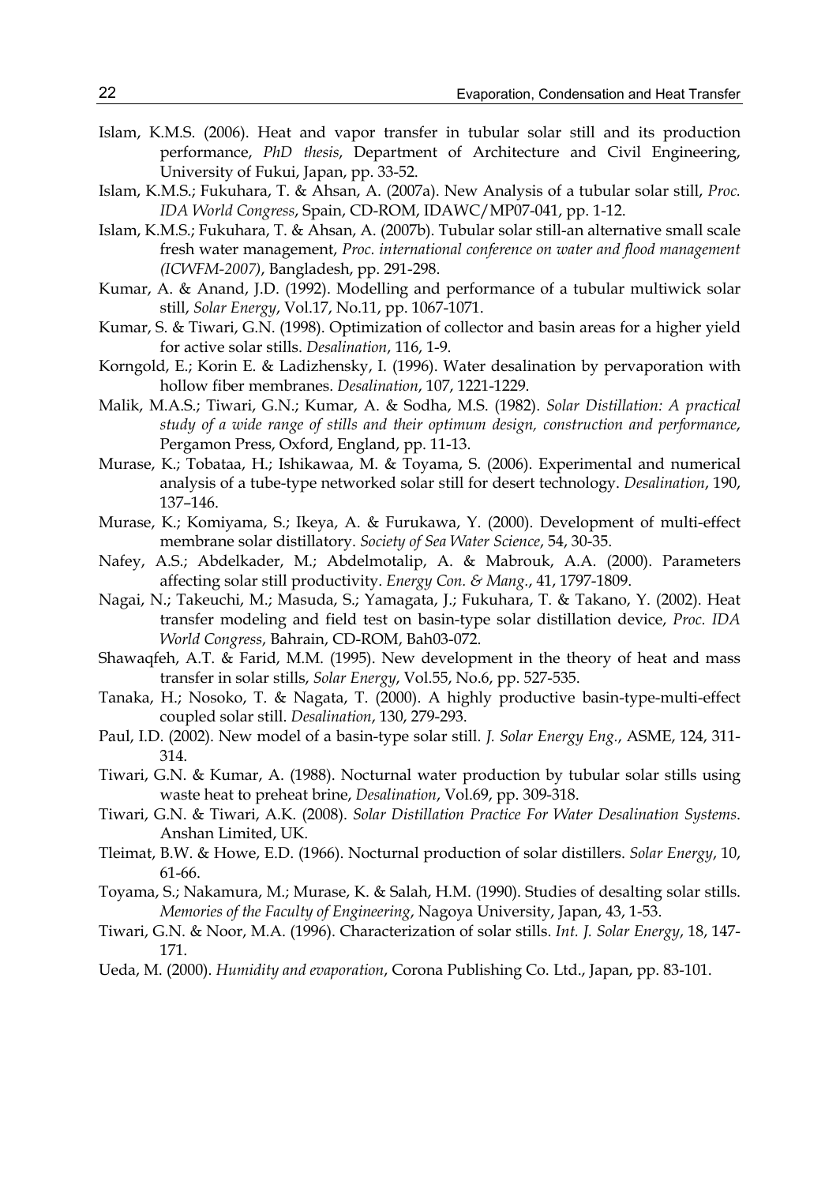Islam, K.M.S. (2006). Heat and vapor transfer in tubular solar still and its production performance, *PhD thesis*, Department of Architecture and Civil Engineering, University of Fukui, Japan, pp. 33-52.

Islam, K.M.S.; Fukuhara, T. & Ahsan, A. (2007a). New Analysis of a tubular solar still, *Proc. IDA World Congress*, Spain, CD-ROM, IDAWC/MP07-041, pp. 1-12.

Islam, K.M.S.; Fukuhara, T. & Ahsan, A. (2007b). Tubular solar still-an alternative small scale fresh water management, *Proc. international conference on water and flood management (ICWFM-2007)*, Bangladesh, pp. 291-298.

Kumar, A. & Anand, J.D. (1992). Modelling and performance of a tubular multiwick solar still, *Solar Energy*, Vol.17, No.11, pp. 1067-1071.

Kumar, S. & Tiwari, G.N. (1998). Optimization of collector and basin areas for a higher yield for active solar stills. *Desalination*, 116, 1-9.

Korngold, E.; Korin E. & Ladizhensky, I. (1996). Water desalination by pervaporation with hollow fiber membranes. *Desalination*, 107, 1221-1229.

Malik, M.A.S.; Tiwari, G.N.; Kumar, A. & Sodha, M.S. (1982). *Solar Distillation: A practical study of a wide range of stills and their optimum design, construction and performance*, Pergamon Press, Oxford, England, pp. 11-13.

Murase, K.; Tobataa, H.; Ishikawaa, M. & Toyama, S. (2006). Experimental and numerical analysis of a tube-type networked solar still for desert technology. *Desalination*, 190, 137–146.

Murase, K.; Komiyama, S.; Ikeya, A. & Furukawa, Y. (2000). Development of multi-effect membrane solar distillatory. *Society of Sea Water Science*, 54, 30-35.

Nafey, A.S.; Abdelkader, M.; Abdelmotalip, A. & Mabrouk, A.A. (2000). Parameters affecting solar still productivity. *Energy Con. & Mang.*, 41, 1797-1809.

Nagai, N.; Takeuchi, M.; Masuda, S.; Yamagata, J.; Fukuhara, T. & Takano, Y. (2002). Heat transfer modeling and field test on basin-type solar distillation device, *Proc. IDA World Congress*, Bahrain, CD-ROM, Bah03-072.

Shawaqfeh, A.T. & Farid, M.M. (1995). New development in the theory of heat and mass transfer in solar stills, *Solar Energy*, Vol.55, No.6, pp. 527-535.

Tanaka, H.; Nosoko, T. & Nagata, T. (2000). A highly productive basin-type-multi-effect coupled solar still. *Desalination*, 130, 279-293.

Paul, I.D. (2002). New model of a basin-type solar still. *J. Solar Energy Eng.*, ASME, 124, 311-314.

Tiwari, G.N. & Kumar, A. (1988). Nocturnal water production by tubular solar stills using waste heat to preheat brine, *Desalination*, Vol.69, pp. 309-318.

Tiwari, G.N. & Tiwari, A.K. (2008). *Solar Distillation Practice For Water Desalination Systems*. Anshan Limited, UK.

Tleimat, B.W. & Howe, E.D. (1966). Nocturnal production of solar distillers. *Solar Energy*, 10, 61-66.

Toyama, S.; Nakamura, M.; Murase, K. & Salah, H.M. (1990). Studies of desalting solar stills. *Memories of the Faculty of Engineering*, Nagoya University, Japan, 43, 1-53.

Tiwari, G.N. & Noor, M.A. (1996). Characterization of solar stills. *Int. J. Solar Energy*, 18, 147-171.

Ueda, M. (2000). *Humidity and evaporation*, Corona Publishing Co. Ltd., Japan, pp. 83-101.